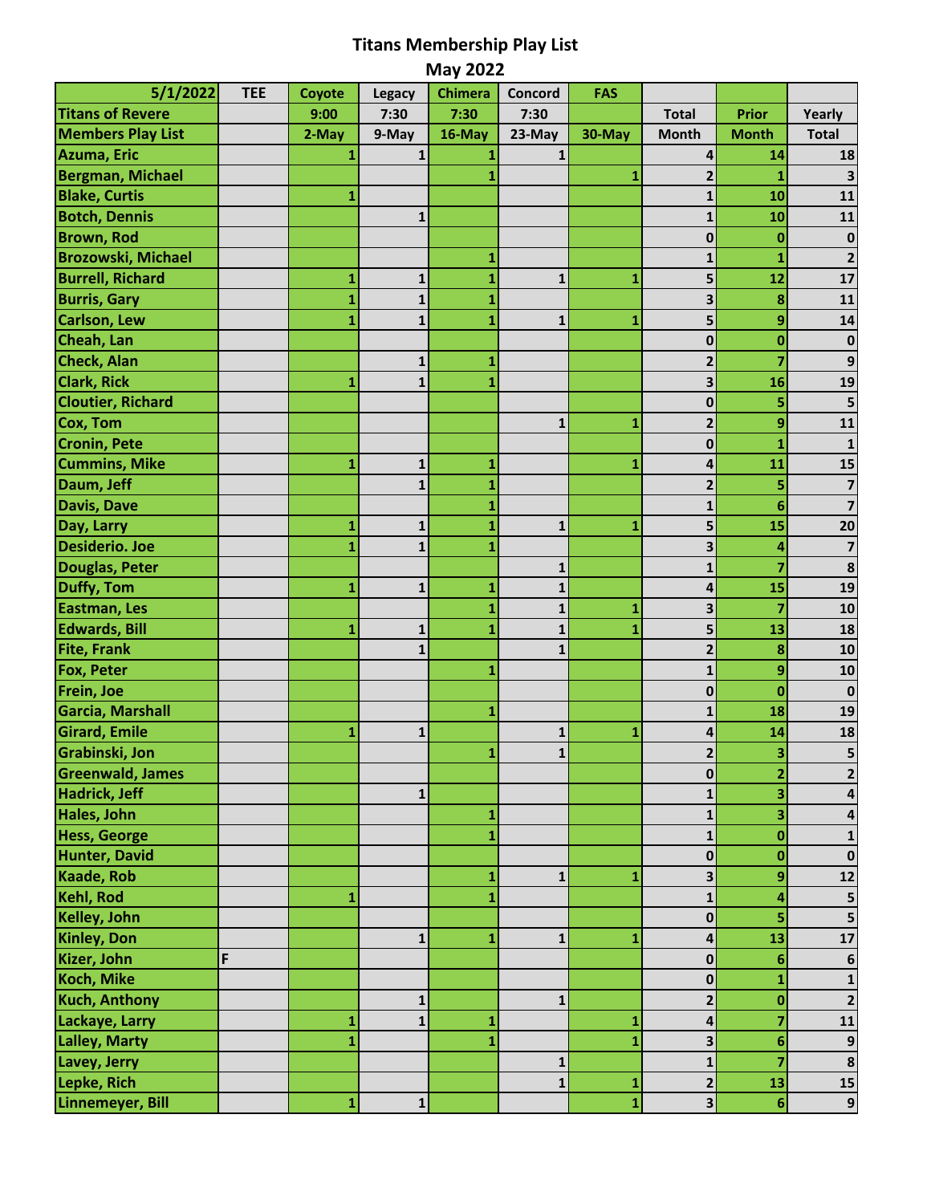# Titans Membership Play List

## May 2022

| 5/1/2022 | TEE | Coyote | Legacy | Chimera | Concord | FAS | | | |
|---|---|---|---|---|---|---|---|---|---|
| Titans of Revere | | 9:00 | 7:30 | 7:30 | 7:30 | | Total | Prior | Yearly |
| Members Play List | | 2-May | 9-May | 16-May | 23-May | 30-May | Month | Month | Total |
| Azuma, Eric | | 1 | 1 | 1 | 1 | | 4 | 14 | 18 |
| Bergman, Michael | | | | 1 | | 1 | 2 | 1 | 3 |
| Blake, Curtis | | 1 | | | | | 1 | 10 | 11 |
| Botch, Dennis | | | 1 | | | | 1 | 10 | 11 |
| Brown, Rod | | | | | | | 0 | 0 | 0 |
| Brozowski, Michael | | | | 1 | | | 1 | 1 | 2 |
| Burrell, Richard | | 1 | 1 | 1 | 1 | 1 | 5 | 12 | 17 |
| Burris, Gary | | 1 | 1 | 1 | | | 3 | 8 | 11 |
| Carlson, Lew | | 1 | 1 | 1 | 1 | 1 | 5 | 9 | 14 |
| Cheah, Lan | | | | | | | 0 | 0 | 0 |
| Check, Alan | | | 1 | 1 | | | 2 | 7 | 9 |
| Clark, Rick | | 1 | 1 | 1 | | | 3 | 16 | 19 |
| Cloutier, Richard | | | | | | | 0 | 5 | 5 |
| Cox, Tom | | | | | 1 | 1 | 2 | 9 | 11 |
| Cronin, Pete | | | | | | | 0 | 1 | 1 |
| Cummins, Mike | | 1 | 1 | 1 | | 1 | 4 | 11 | 15 |
| Daum, Jeff | | | 1 | 1 | | | 2 | 5 | 7 |
| Davis, Dave | | | | 1 | | | 1 | 6 | 7 |
| Day, Larry | | 1 | 1 | 1 | 1 | 1 | 5 | 15 | 20 |
| Desiderio. Joe | | 1 | 1 | 1 | | | 3 | 4 | 7 |
| Douglas, Peter | | | | | 1 | | 1 | 7 | 8 |
| Duffy, Tom | | 1 | 1 | 1 | 1 | | 4 | 15 | 19 |
| Eastman, Les | | | | 1 | 1 | 1 | 3 | 7 | 10 |
| Edwards, Bill | | 1 | 1 | 1 | 1 | 1 | 5 | 13 | 18 |
| Fite, Frank | | | 1 | | 1 | | 2 | 8 | 10 |
| Fox, Peter | | | | 1 | | | 1 | 9 | 10 |
| Frein, Joe | | | | | | | 0 | 0 | 0 |
| Garcia, Marshall | | | | 1 | | | 1 | 18 | 19 |
| Girard, Emile | | 1 | 1 | | 1 | 1 | 4 | 14 | 18 |
| Grabinski, Jon | | | | 1 | 1 | | 2 | 3 | 5 |
| Greenwald, James | | | | | | | 0 | 2 | 2 |
| Hadrick, Jeff | | | 1 | | | | 1 | 3 | 4 |
| Hales, John | | | | 1 | | | 1 | 3 | 4 |
| Hess, George | | | | 1 | | | 1 | 0 | 1 |
| Hunter, David | | | | | | | 0 | 0 | 0 |
| Kaade, Rob | | | | 1 | 1 | 1 | 3 | 9 | 12 |
| Kehl, Rod | | 1 | | 1 | | | 1 | 4 | 5 |
| Kelley, John | | | | | | | 0 | 5 | 5 |
| Kinley, Don | | | 1 | 1 | 1 | 1 | 4 | 13 | 17 |
| Kizer, John | F | | | | | | 0 | 6 | 6 |
| Koch, Mike | | | | | | | 0 | 1 | 1 |
| Kuch, Anthony | | | 1 | | 1 | | 2 | 0 | 2 |
| Lackaye, Larry | | 1 | 1 | 1 | | 1 | 4 | 7 | 11 |
| Lalley, Marty | | 1 | | 1 | | 1 | 3 | 6 | 9 |
| Lavey, Jerry | | | | | 1 | | 1 | 7 | 8 |
| Lepke, Rich | | | | | 1 | 1 | 2 | 13 | 15 |
| Linnemeyer, Bill | | 1 | 1 | | | 1 | 3 | 6 | 9 |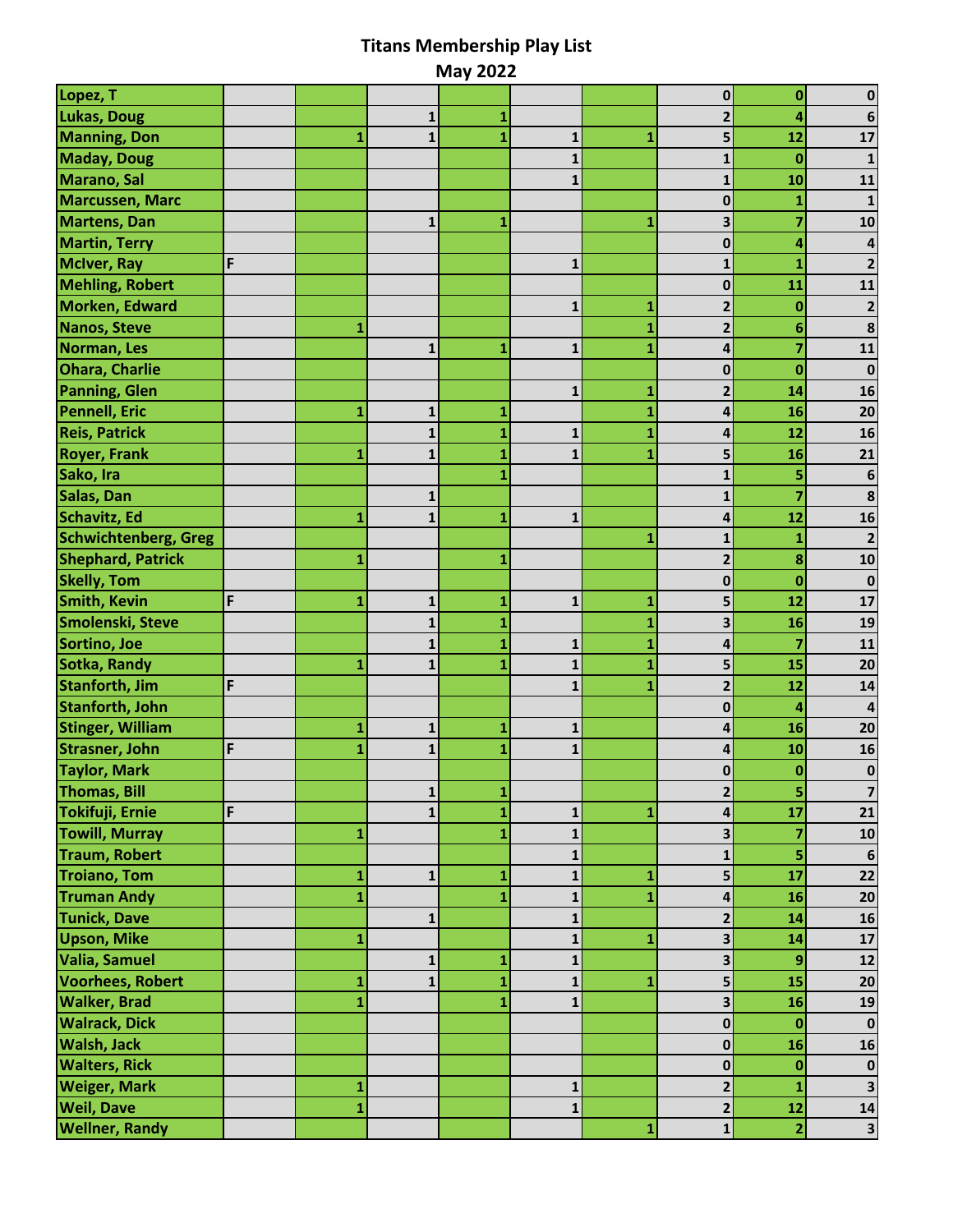# Titans Membership Play List

## May 2022

| | | | | | | | | | |
|---|---|---|---|---|---|---|---|---|---|
| Lopez, T | | | | | | | 0 | 0 | 0 |
| Lukas, Doug | | | 1 | 1 | | | 2 | 4 | 6 |
| Manning, Don | | 1 | 1 | 1 | 1 | 1 | 5 | 12 | 17 |
| Maday, Doug | | | | | 1 | | 1 | 0 | 1 |
| Marano, Sal | | | | | 1 | | 1 | 10 | 11 |
| Marcussen, Marc | | | | | | | 0 | 1 | 1 |
| Martens, Dan | | | 1 | 1 | | 1 | 3 | 7 | 10 |
| Martin, Terry | | | | | | | 0 | 4 | 4 |
| McIver, Ray | F | | | | 1 | | 1 | 1 | 2 |
| Mehling, Robert | | | | | | | 0 | 11 | 11 |
| Morken, Edward | | | | | 1 | 1 | 2 | 0 | 2 |
| Nanos, Steve | | 1 | | | | 1 | 2 | 6 | 8 |
| Norman, Les | | | 1 | 1 | 1 | 1 | 4 | 7 | 11 |
| Ohara, Charlie | | | | | | | 0 | 0 | 0 |
| Panning, Glen | | | | | 1 | 1 | 2 | 14 | 16 |
| Pennell, Eric | | 1 | 1 | 1 | | 1 | 4 | 16 | 20 |
| Reis, Patrick | | | 1 | 1 | 1 | 1 | 4 | 12 | 16 |
| Royer, Frank | | 1 | 1 | 1 | 1 | 1 | 5 | 16 | 21 |
| Sako, Ira | | | | 1 | | | 1 | 5 | 6 |
| Salas, Dan | | | 1 | | | | 1 | 7 | 8 |
| Schavitz, Ed | | 1 | 1 | 1 | 1 | | 4 | 12 | 16 |
| Schwichtenberg, Greg | | | | | | 1 | 1 | 1 | 2 |
| Shephard, Patrick | | 1 | | 1 | | | 2 | 8 | 10 |
| Skelly, Tom | | | | | | | 0 | 0 | 0 |
| Smith, Kevin | F | 1 | 1 | 1 | 1 | 1 | 5 | 12 | 17 |
| Smolenski, Steve | | | 1 | 1 | | 1 | 3 | 16 | 19 |
| Sortino, Joe | | | 1 | 1 | 1 | 1 | 4 | 7 | 11 |
| Sotka, Randy | | 1 | 1 | 1 | 1 | 1 | 5 | 15 | 20 |
| Stanforth, Jim | F | | | | 1 | 1 | 2 | 12 | 14 |
| Stanforth, John | | | | | | | 0 | 4 | 4 |
| Stinger, William | | 1 | 1 | 1 | 1 | | 4 | 16 | 20 |
| Strasner, John | F | 1 | 1 | 1 | 1 | | 4 | 10 | 16 |
| Taylor, Mark | | | | | | | 0 | 0 | 0 |
| Thomas, Bill | | | 1 | 1 | | | 2 | 5 | 7 |
| Tokifuji, Ernie | F | | 1 | 1 | 1 | 1 | 4 | 17 | 21 |
| Towill, Murray | | 1 | | 1 | 1 | | 3 | 7 | 10 |
| Traum, Robert | | | | | 1 | | 1 | 5 | 6 |
| Troiano, Tom | | 1 | 1 | 1 | 1 | 1 | 5 | 17 | 22 |
| Truman Andy | | 1 | | 1 | 1 | 1 | 4 | 16 | 20 |
| Tunick, Dave | | | 1 | | 1 | | 2 | 14 | 16 |
| Upson, Mike | | 1 | | | 1 | 1 | 3 | 14 | 17 |
| Valia, Samuel | | | 1 | 1 | 1 | | 3 | 9 | 12 |
| Voorhees, Robert | | 1 | 1 | 1 | 1 | 1 | 5 | 15 | 20 |
| Walker, Brad | | 1 | | 1 | 1 | | 3 | 16 | 19 |
| Walrack, Dick | | | | | | | 0 | 0 | 0 |
| Walsh, Jack | | | | | | | 0 | 16 | 16 |
| Walters, Rick | | | | | | | 0 | 0 | 0 |
| Weiger, Mark | | 1 | | | 1 | | 2 | 1 | 3 |
| Weil, Dave | | 1 | | | 1 | | 2 | 12 | 14 |
| Wellner, Randy | | | | | | 1 | 1 | 2 | 3 |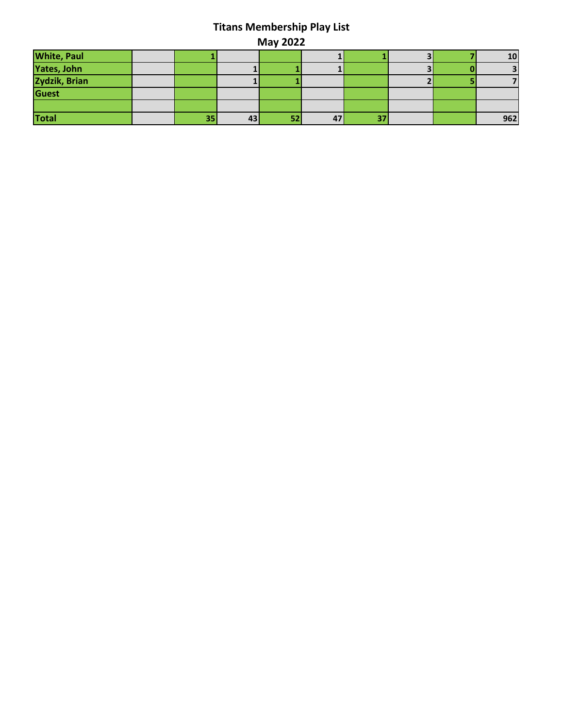# Titans Membership Play List

## May 2022

| | | | | | | | | | |
|---|---|---|---|---|---|---|---|---|---|
| **White, Paul** | | **1** | | | **1** | **1** | **3** | **7** | **10** |
| **Yates, John** | | | **1** | **1** | **1** | | **3** | **0** | **3** |
| **Zydzik, Brian** | | | **1** | **1** | | | **2** | **5** | **7** |
| **Guest** | | | | | | | | | |
| | | | | | | | | | |
| **Total** | | **35** | **43** | **52** | **47** | **37** | | | **962** |